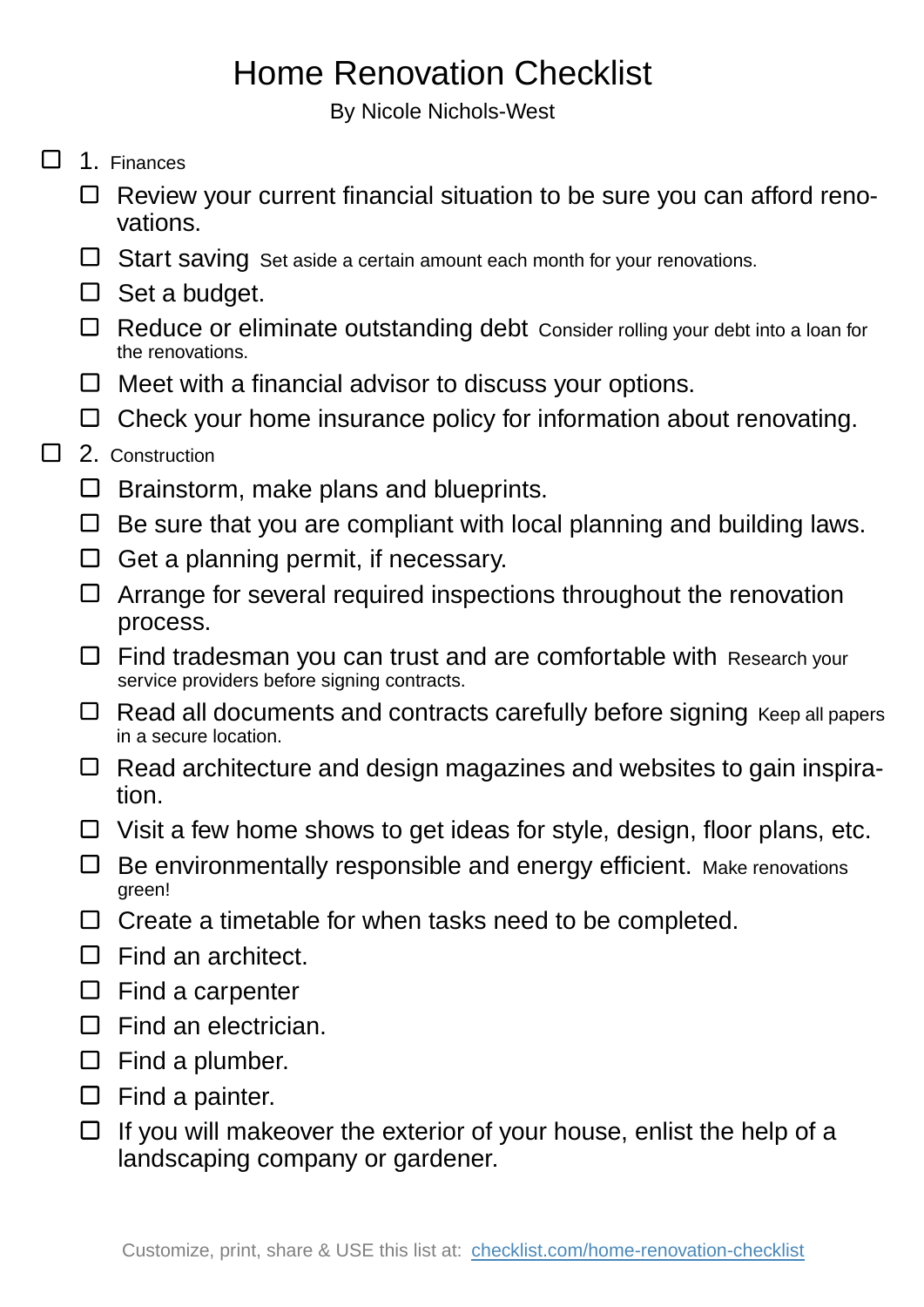# Home Renovation Checklist

By Nicole Nichols-West

- [ ] 1. Finances
  - [ ] Review your current financial situation to be sure you can afford renovations.
  - [ ] Start saving Set aside a certain amount each month for your renovations.
  - [ ] Set a budget.
  - [ ] Reduce or eliminate outstanding debt Consider rolling your debt into a loan for the renovations.
  - [ ] Meet with a financial advisor to discuss your options.
  - [ ] Check your home insurance policy for information about renovating.
- [ ] 2. Construction
  - [ ] Brainstorm, make plans and blueprints.
  - [ ] Be sure that you are compliant with local planning and building laws.
  - [ ] Get a planning permit, if necessary.
  - [ ] Arrange for several required inspections throughout the renovation process.
  - [ ] Find tradesman you can trust and are comfortable with Research your service providers before signing contracts.
  - [ ] Read all documents and contracts carefully before signing Keep all papers in a secure location.
  - [ ] Read architecture and design magazines and websites to gain inspiration.
  - [ ] Visit a few home shows to get ideas for style, design, floor plans, etc.
  - [ ] Be environmentally responsible and energy efficient. Make renovations green!
  - [ ] Create a timetable for when tasks need to be completed.
  - [ ] Find an architect.
  - [ ] Find a carpenter
  - [ ] Find an electrician.
  - [ ] Find a plumber.
  - [ ] Find a painter.
  - [ ] If you will makeover the exterior of your house, enlist the help of a landscaping company or gardener.

Customize, print, share & USE this list at: [checklist.com/home-renovation-checklist](https://checklist.com/home-renovation-checklist)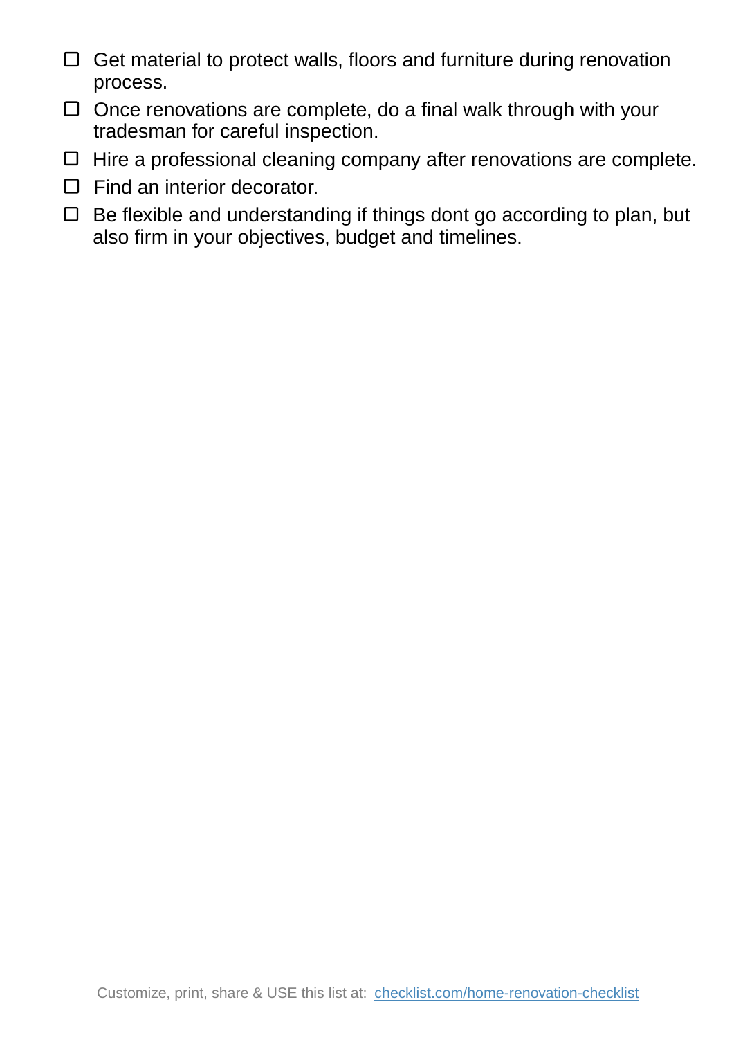- [ ] Get material to protect walls, floors and furniture during renovation process.
- [ ] Once renovations are complete, do a final walk through with your tradesman for careful inspection.
- [ ] Hire a professional cleaning company after renovations are complete.
- [ ] Find an interior decorator.
- [ ] Be flexible and understanding if things dont go according to plan, but also firm in your objectives, budget and timelines.

Customize, print, share & USE this list at: [checklist.com/home-renovation-checklist](checklist.com/home-renovation-checklist)